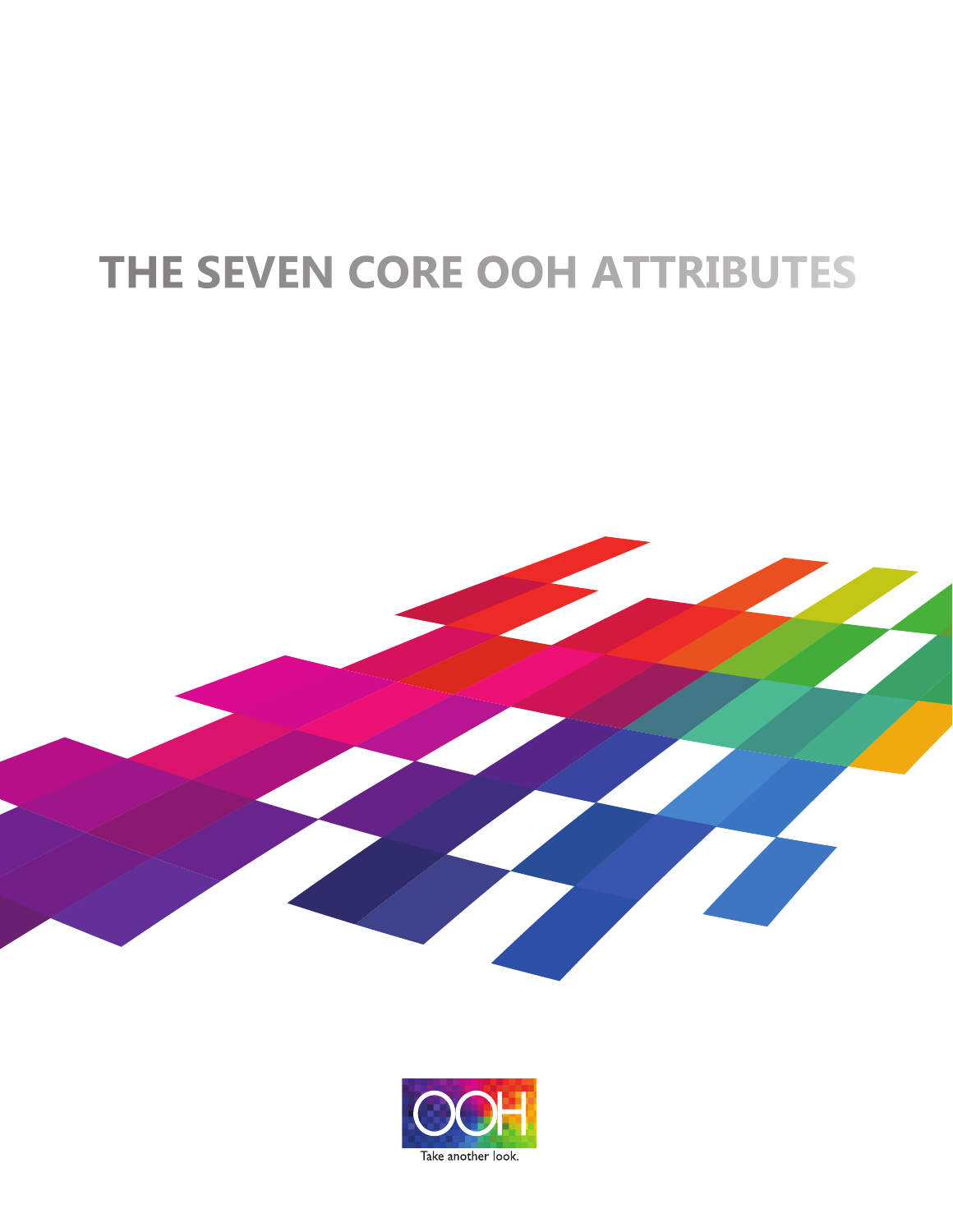# THE SEVEN CORE OOH ATTRIBUTES

OOH

Take another look.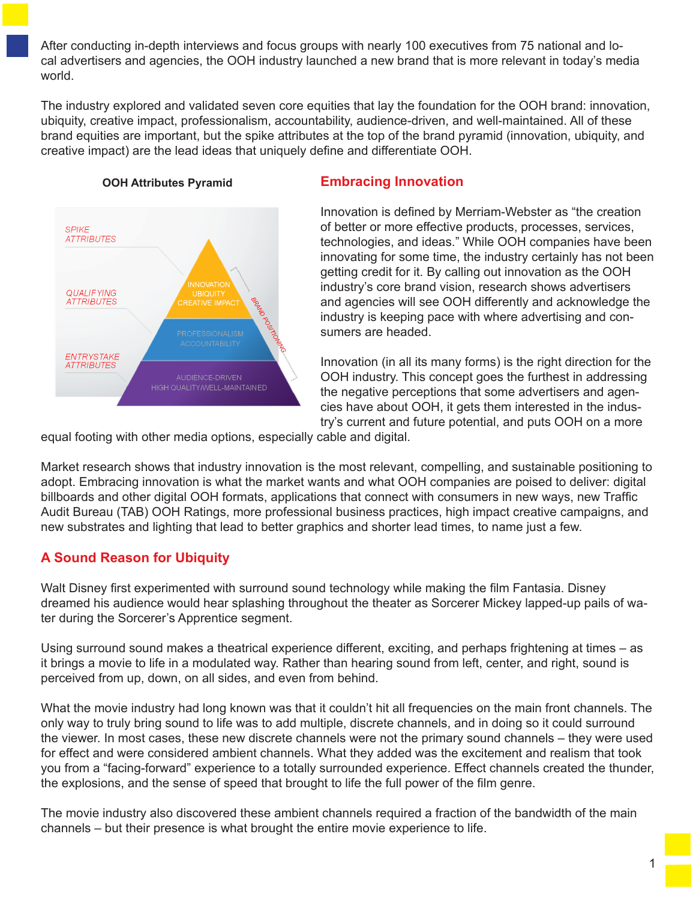After conducting in-depth interviews and focus groups with nearly 100 executives from 75 national and local advertisers and agencies, the OOH industry launched a new brand that is more relevant in today's media world.

The industry explored and validated seven core equities that lay the foundation for the OOH brand: innovation, ubiquity, creative impact, professionalism, accountability, audience-driven, and well-maintained. All of these brand equities are important, but the spike attributes at the top of the brand pyramid (innovation, ubiquity, and creative impact) are the lead ideas that uniquely define and differentiate OOH.

**OOH Attributes Pyramid**

*SPIKE ATTRIBUTES*: INNOVATION, UBIQUITY, CREATIVE IMPACT

*QUALIFYING ATTRIBUTES*: PROFESSIONALISM, ACCOUNTABILITY

*ENTRYSTAKE ATTRIBUTES*: AUDIENCE-DRIVEN, HIGH QUALITY/WELL-MAINTAINED

BRAND POSITIONING

## Embracing Innovation

Innovation is defined by Merriam-Webster as "the creation of better or more effective products, processes, services, technologies, and ideas." While OOH companies have been innovating for some time, the industry certainly has not been getting credit for it. By calling out innovation as the OOH industry's core brand vision, research shows advertisers and agencies will see OOH differently and acknowledge the industry is keeping pace with where advertising and consumers are headed.

Innovation (in all its many forms) is the right direction for the OOH industry. This concept goes the furthest in addressing the negative perceptions that some advertisers and agencies have about OOH, it gets them interested in the industry's current and future potential, and puts OOH on a more equal footing with other media options, especially cable and digital.

Market research shows that industry innovation is the most relevant, compelling, and sustainable positioning to adopt. Embracing innovation is what the market wants and what OOH companies are poised to deliver: digital billboards and other digital OOH formats, applications that connect with consumers in new ways, new Traffic Audit Bureau (TAB) OOH Ratings, more professional business practices, high impact creative campaigns, and new substrates and lighting that lead to better graphics and shorter lead times, to name just a few.

## A Sound Reason for Ubiquity

Walt Disney first experimented with surround sound technology while making the film Fantasia. Disney dreamed his audience would hear splashing throughout the theater as Sorcerer Mickey lapped-up pails of water during the Sorcerer's Apprentice segment.

Using surround sound makes a theatrical experience different, exciting, and perhaps frightening at times – as it brings a movie to life in a modulated way. Rather than hearing sound from left, center, and right, sound is perceived from up, down, on all sides, and even from behind.

What the movie industry had long known was that it couldn't hit all frequencies on the main front channels. The only way to truly bring sound to life was to add multiple, discrete channels, and in doing so it could surround the viewer. In most cases, these new discrete channels were not the primary sound channels – they were used for effect and were considered ambient channels. What they added was the excitement and realism that took you from a "facing-forward" experience to a totally surrounded experience. Effect channels created the thunder, the explosions, and the sense of speed that brought to life the full power of the film genre.

The movie industry also discovered these ambient channels required a fraction of the bandwidth of the main channels – but their presence is what brought the entire movie experience to life.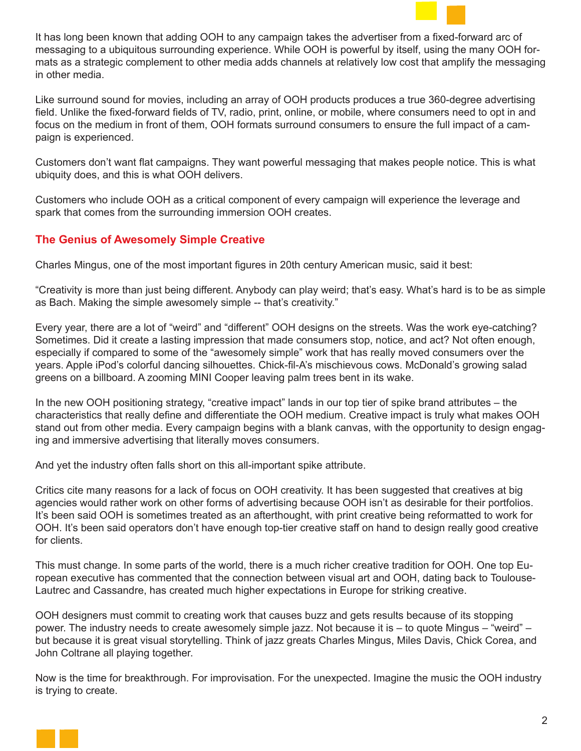It has long been known that adding OOH to any campaign takes the advertiser from a fixed-forward arc of messaging to a ubiquitous surrounding experience. While OOH is powerful by itself, using the many OOH formats as a strategic complement to other media adds channels at relatively low cost that amplify the messaging in other media.

Like surround sound for movies, including an array of OOH products produces a true 360-degree advertising field. Unlike the fixed-forward fields of TV, radio, print, online, or mobile, where consumers need to opt in and focus on the medium in front of them, OOH formats surround consumers to ensure the full impact of a campaign is experienced.

Customers don't want flat campaigns. They want powerful messaging that makes people notice. This is what ubiquity does, and this is what OOH delivers.

Customers who include OOH as a critical component of every campaign will experience the leverage and spark that comes from the surrounding immersion OOH creates.

## The Genius of Awesomely Simple Creative

Charles Mingus, one of the most important figures in 20th century American music, said it best:

"Creativity is more than just being different. Anybody can play weird; that's easy. What's hard is to be as simple as Bach. Making the simple awesomely simple -- that's creativity."

Every year, there are a lot of "weird" and "different" OOH designs on the streets. Was the work eye-catching? Sometimes. Did it create a lasting impression that made consumers stop, notice, and act? Not often enough, especially if compared to some of the "awesomely simple" work that has really moved consumers over the years. Apple iPod's colorful dancing silhouettes. Chick-fil-A's mischievous cows. McDonald's growing salad greens on a billboard. A zooming MINI Cooper leaving palm trees bent in its wake.

In the new OOH positioning strategy, "creative impact" lands in our top tier of spike brand attributes – the characteristics that really define and differentiate the OOH medium. Creative impact is truly what makes OOH stand out from other media. Every campaign begins with a blank canvas, with the opportunity to design engaging and immersive advertising that literally moves consumers.

And yet the industry often falls short on this all-important spike attribute.

Critics cite many reasons for a lack of focus on OOH creativity. It has been suggested that creatives at big agencies would rather work on other forms of advertising because OOH isn't as desirable for their portfolios. It's been said OOH is sometimes treated as an afterthought, with print creative being reformatted to work for OOH. It's been said operators don't have enough top-tier creative staff on hand to design really good creative for clients.

This must change. In some parts of the world, there is a much richer creative tradition for OOH. One top European executive has commented that the connection between visual art and OOH, dating back to Toulouse-Lautrec and Cassandre, has created much higher expectations in Europe for striking creative.

OOH designers must commit to creating work that causes buzz and gets results because of its stopping power. The industry needs to create awesomely simple jazz. Not because it is – to quote Mingus – "weird" – but because it is great visual storytelling. Think of jazz greats Charles Mingus, Miles Davis, Chick Corea, and John Coltrane all playing together.

Now is the time for breakthrough. For improvisation. For the unexpected. Imagine the music the OOH industry is trying to create.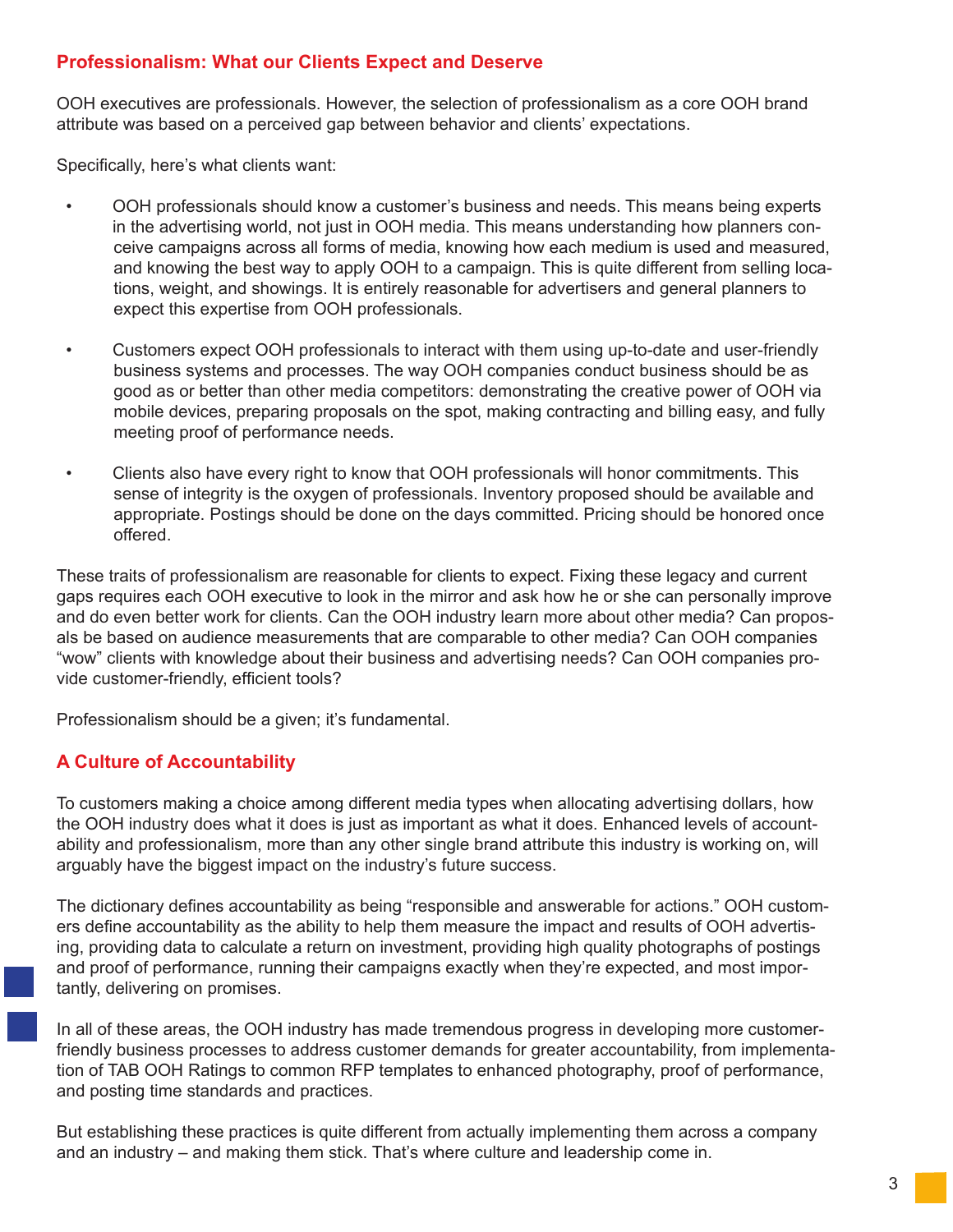## Professionalism: What our Clients Expect and Deserve

OOH executives are professionals. However, the selection of professionalism as a core OOH brand attribute was based on a perceived gap between behavior and clients' expectations.

Specifically, here's what clients want:

- OOH professionals should know a customer's business and needs. This means being experts in the advertising world, not just in OOH media. This means understanding how planners conceive campaigns across all forms of media, knowing how each medium is used and measured, and knowing the best way to apply OOH to a campaign. This is quite different from selling locations, weight, and showings. It is entirely reasonable for advertisers and general planners to expect this expertise from OOH professionals.

- Customers expect OOH professionals to interact with them using up-to-date and user-friendly business systems and processes. The way OOH companies conduct business should be as good as or better than other media competitors: demonstrating the creative power of OOH via mobile devices, preparing proposals on the spot, making contracting and billing easy, and fully meeting proof of performance needs.

- Clients also have every right to know that OOH professionals will honor commitments. This sense of integrity is the oxygen of professionals. Inventory proposed should be available and appropriate. Postings should be done on the days committed. Pricing should be honored once offered.

These traits of professionalism are reasonable for clients to expect. Fixing these legacy and current gaps requires each OOH executive to look in the mirror and ask how he or she can personally improve and do even better work for clients. Can the OOH industry learn more about other media? Can proposals be based on audience measurements that are comparable to other media? Can OOH companies "wow" clients with knowledge about their business and advertising needs? Can OOH companies provide customer-friendly, efficient tools?

Professionalism should be a given; it's fundamental.

## A Culture of Accountability

To customers making a choice among different media types when allocating advertising dollars, how the OOH industry does what it does is just as important as what it does. Enhanced levels of accountability and professionalism, more than any other single brand attribute this industry is working on, will arguably have the biggest impact on the industry's future success.

The dictionary defines accountability as being "responsible and answerable for actions." OOH customers define accountability as the ability to help them measure the impact and results of OOH advertising, providing data to calculate a return on investment, providing high quality photographs of postings and proof of performance, running their campaigns exactly when they're expected, and most importantly, delivering on promises.

In all of these areas, the OOH industry has made tremendous progress in developing more customer-friendly business processes to address customer demands for greater accountability, from implementation of TAB OOH Ratings to common RFP templates to enhanced photography, proof of performance, and posting time standards and practices.

But establishing these practices is quite different from actually implementing them across a company and an industry – and making them stick. That's where culture and leadership come in.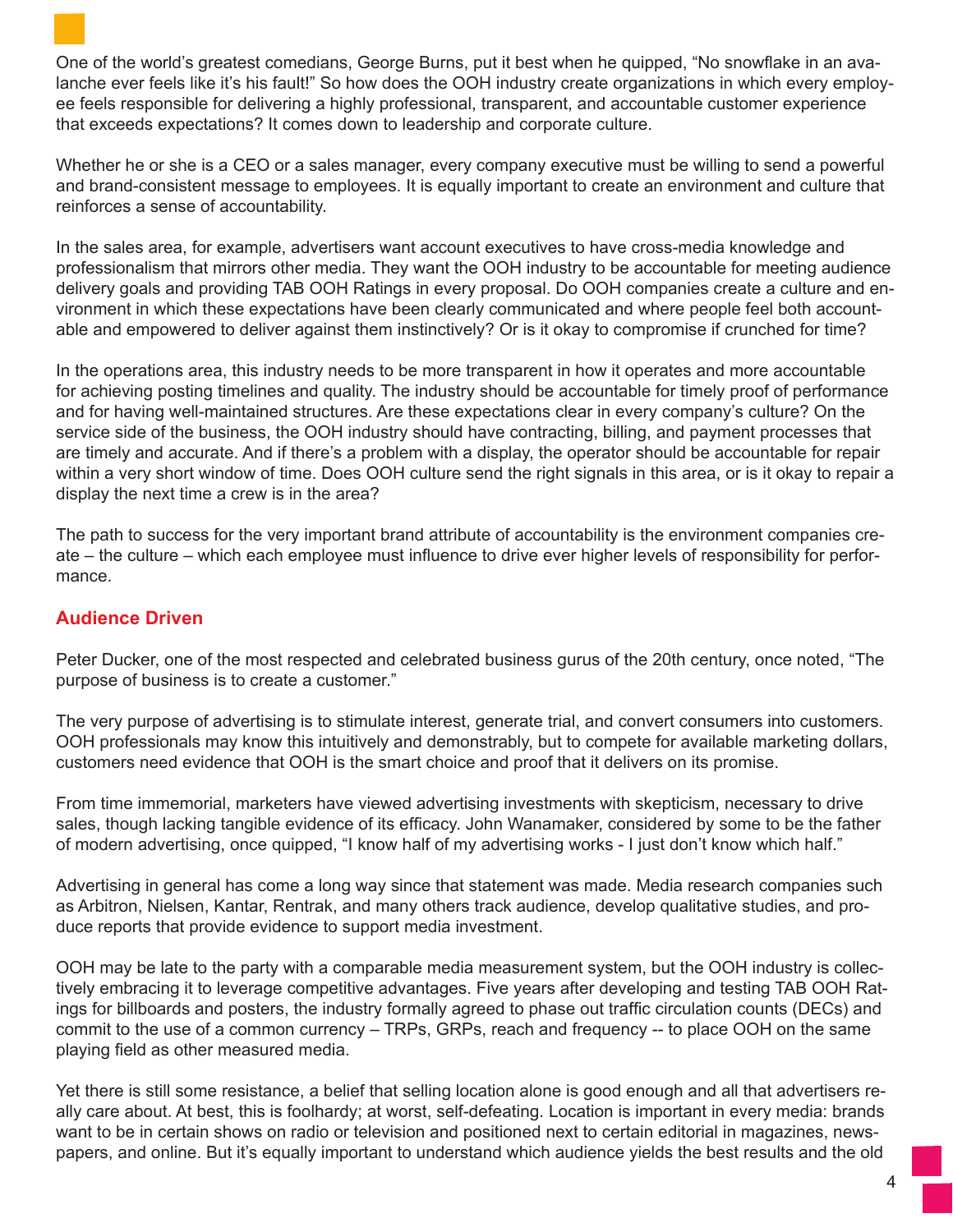One of the world's greatest comedians, George Burns, put it best when he quipped, "No snowflake in an avalanche ever feels like it's his fault!" So how does the OOH industry create organizations in which every employee feels responsible for delivering a highly professional, transparent, and accountable customer experience that exceeds expectations? It comes down to leadership and corporate culture.

Whether he or she is a CEO or a sales manager, every company executive must be willing to send a powerful and brand-consistent message to employees. It is equally important to create an environment and culture that reinforces a sense of accountability.

In the sales area, for example, advertisers want account executives to have cross-media knowledge and professionalism that mirrors other media. They want the OOH industry to be accountable for meeting audience delivery goals and providing TAB OOH Ratings in every proposal. Do OOH companies create a culture and environment in which these expectations have been clearly communicated and where people feel both accountable and empowered to deliver against them instinctively? Or is it okay to compromise if crunched for time?

In the operations area, this industry needs to be more transparent in how it operates and more accountable for achieving posting timelines and quality. The industry should be accountable for timely proof of performance and for having well-maintained structures. Are these expectations clear in every company's culture? On the service side of the business, the OOH industry should have contracting, billing, and payment processes that are timely and accurate. And if there's a problem with a display, the operator should be accountable for repair within a very short window of time. Does OOH culture send the right signals in this area, or is it okay to repair a display the next time a crew is in the area?

The path to success for the very important brand attribute of accountability is the environment companies create – the culture – which each employee must influence to drive ever higher levels of responsibility for performance.

## Audience Driven

Peter Ducker, one of the most respected and celebrated business gurus of the 20th century, once noted, "The purpose of business is to create a customer."

The very purpose of advertising is to stimulate interest, generate trial, and convert consumers into customers. OOH professionals may know this intuitively and demonstrably, but to compete for available marketing dollars, customers need evidence that OOH is the smart choice and proof that it delivers on its promise.

From time immemorial, marketers have viewed advertising investments with skepticism, necessary to drive sales, though lacking tangible evidence of its efficacy. John Wanamaker, considered by some to be the father of modern advertising, once quipped, "I know half of my advertising works - I just don't know which half."

Advertising in general has come a long way since that statement was made. Media research companies such as Arbitron, Nielsen, Kantar, Rentrak, and many others track audience, develop qualitative studies, and produce reports that provide evidence to support media investment.

OOH may be late to the party with a comparable media measurement system, but the OOH industry is collectively embracing it to leverage competitive advantages. Five years after developing and testing TAB OOH Ratings for billboards and posters, the industry formally agreed to phase out traffic circulation counts (DECs) and commit to the use of a common currency – TRPs, GRPs, reach and frequency -- to place OOH on the same playing field as other measured media.

Yet there is still some resistance, a belief that selling location alone is good enough and all that advertisers really care about. At best, this is foolhardy; at worst, self-defeating. Location is important in every media: brands want to be in certain shows on radio or television and positioned next to certain editorial in magazines, newspapers, and online. But it's equally important to understand which audience yields the best results and the old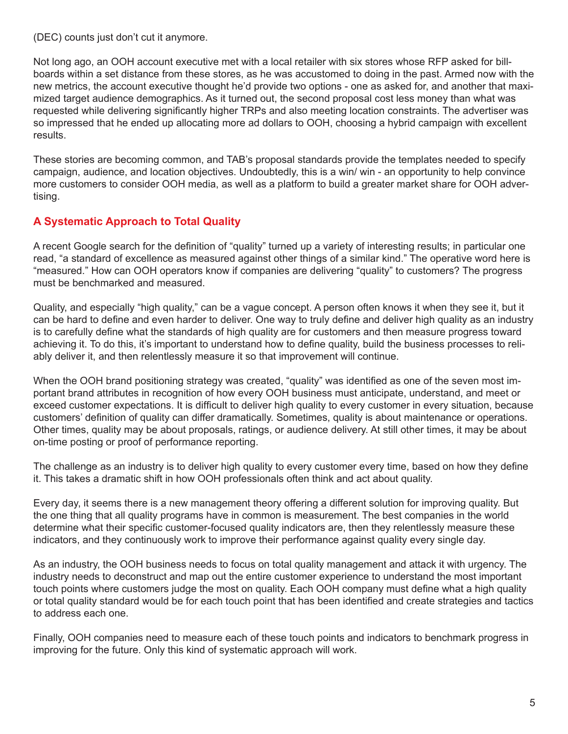(DEC) counts just don't cut it anymore.

Not long ago, an OOH account executive met with a local retailer with six stores whose RFP asked for billboards within a set distance from these stores, as he was accustomed to doing in the past. Armed now with the new metrics, the account executive thought he'd provide two options - one as asked for, and another that maximized target audience demographics. As it turned out, the second proposal cost less money than what was requested while delivering significantly higher TRPs and also meeting location constraints. The advertiser was so impressed that he ended up allocating more ad dollars to OOH, choosing a hybrid campaign with excellent results.

These stories are becoming common, and TAB's proposal standards provide the templates needed to specify campaign, audience, and location objectives. Undoubtedly, this is a win/ win - an opportunity to help convince more customers to consider OOH media, as well as a platform to build a greater market share for OOH advertising.

## A Systematic Approach to Total Quality

A recent Google search for the definition of "quality" turned up a variety of interesting results; in particular one read, "a standard of excellence as measured against other things of a similar kind." The operative word here is "measured." How can OOH operators know if companies are delivering "quality" to customers? The progress must be benchmarked and measured.

Quality, and especially "high quality," can be a vague concept. A person often knows it when they see it, but it can be hard to define and even harder to deliver. One way to truly define and deliver high quality as an industry is to carefully define what the standards of high quality are for customers and then measure progress toward achieving it. To do this, it's important to understand how to define quality, build the business processes to reliably deliver it, and then relentlessly measure it so that improvement will continue.

When the OOH brand positioning strategy was created, "quality" was identified as one of the seven most important brand attributes in recognition of how every OOH business must anticipate, understand, and meet or exceed customer expectations. It is difficult to deliver high quality to every customer in every situation, because customers' definition of quality can differ dramatically. Sometimes, quality is about maintenance or operations. Other times, quality may be about proposals, ratings, or audience delivery. At still other times, it may be about on-time posting or proof of performance reporting.

The challenge as an industry is to deliver high quality to every customer every time, based on how they define it. This takes a dramatic shift in how OOH professionals often think and act about quality.

Every day, it seems there is a new management theory offering a different solution for improving quality. But the one thing that all quality programs have in common is measurement. The best companies in the world determine what their specific customer-focused quality indicators are, then they relentlessly measure these indicators, and they continuously work to improve their performance against quality every single day.

As an industry, the OOH business needs to focus on total quality management and attack it with urgency. The industry needs to deconstruct and map out the entire customer experience to understand the most important touch points where customers judge the most on quality. Each OOH company must define what a high quality or total quality standard would be for each touch point that has been identified and create strategies and tactics to address each one.

Finally, OOH companies need to measure each of these touch points and indicators to benchmark progress in improving for the future. Only this kind of systematic approach will work.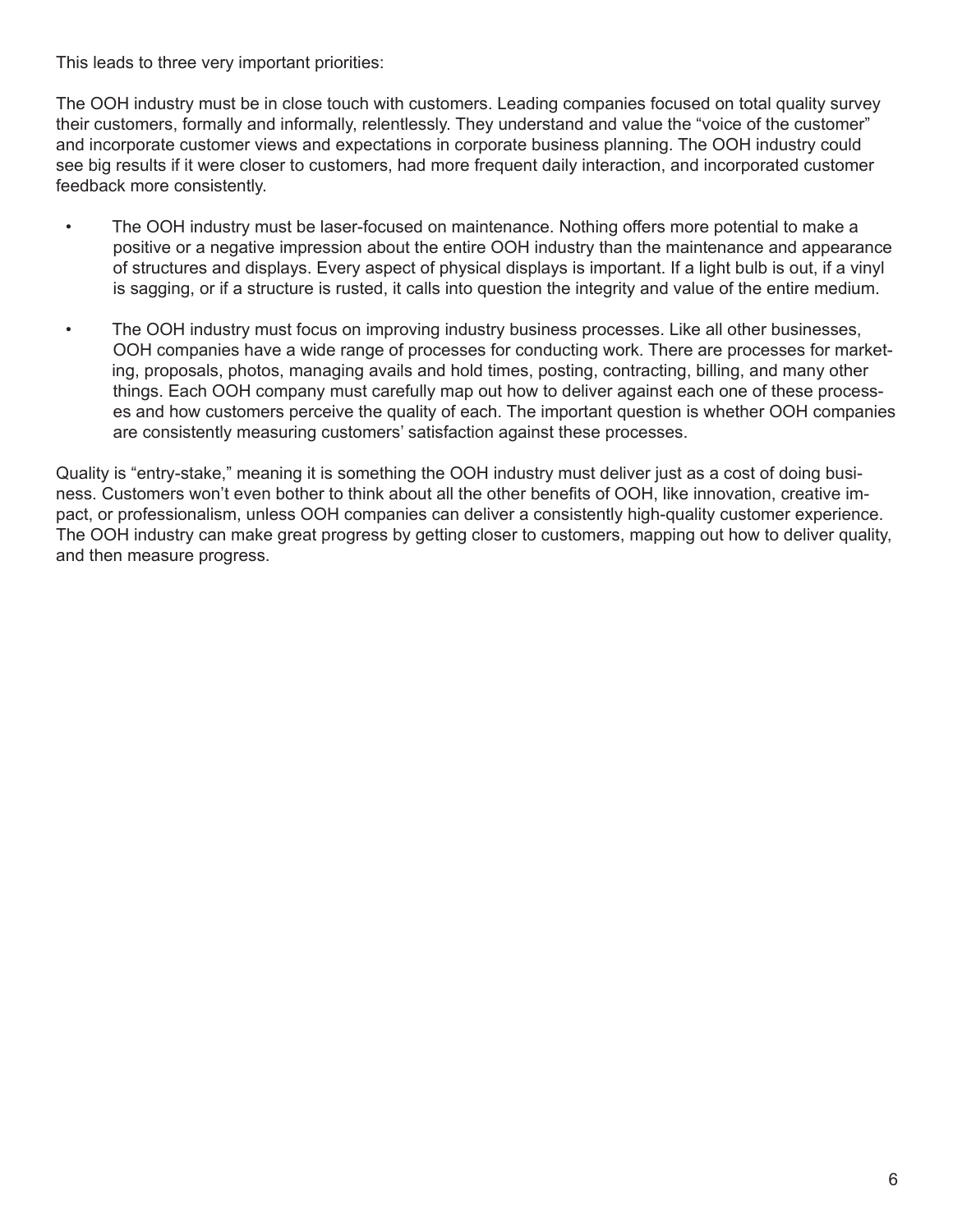This leads to three very important priorities:

The OOH industry must be in close touch with customers. Leading companies focused on total quality survey their customers, formally and informally, relentlessly. They understand and value the "voice of the customer" and incorporate customer views and expectations in corporate business planning. The OOH industry could see big results if it were closer to customers, had more frequent daily interaction, and incorporated customer feedback more consistently.

- The OOH industry must be laser-focused on maintenance. Nothing offers more potential to make a positive or a negative impression about the entire OOH industry than the maintenance and appearance of structures and displays. Every aspect of physical displays is important. If a light bulb is out, if a vinyl is sagging, or if a structure is rusted, it calls into question the integrity and value of the entire medium.

- The OOH industry must focus on improving industry business processes. Like all other businesses, OOH companies have a wide range of processes for conducting work. There are processes for marketing, proposals, photos, managing avails and hold times, posting, contracting, billing, and many other things. Each OOH company must carefully map out how to deliver against each one of these processes and how customers perceive the quality of each. The important question is whether OOH companies are consistently measuring customers' satisfaction against these processes.

Quality is "entry-stake," meaning it is something the OOH industry must deliver just as a cost of doing business. Customers won't even bother to think about all the other benefits of OOH, like innovation, creative impact, or professionalism, unless OOH companies can deliver a consistently high-quality customer experience. The OOH industry can make great progress by getting closer to customers, mapping out how to deliver quality, and then measure progress.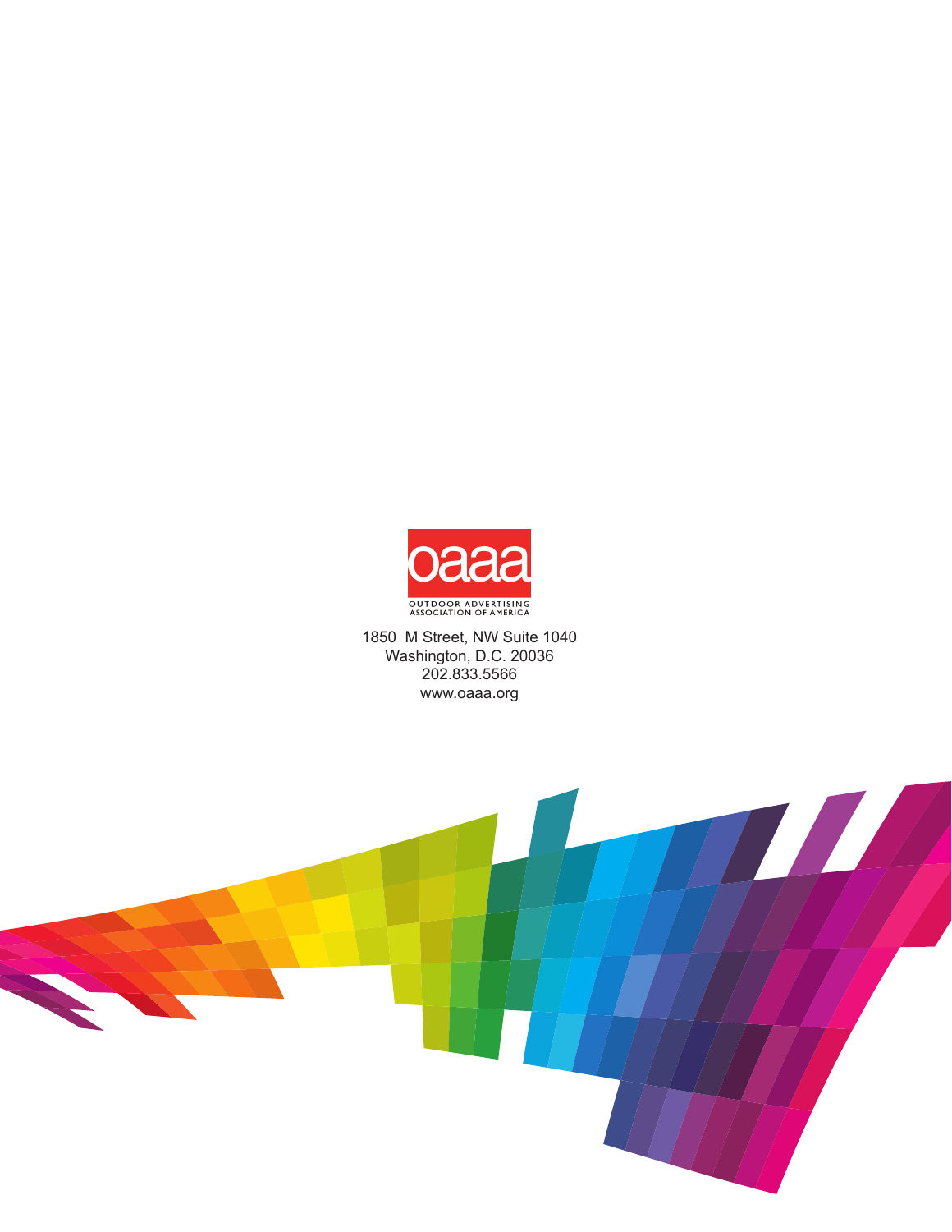oaaa

OUTDOOR ADVERTISING ASSOCIATION OF AMERICA

1850 M Street, NW Suite 1040
Washington, D.C. 20036
202.833.5566
www.oaaa.org